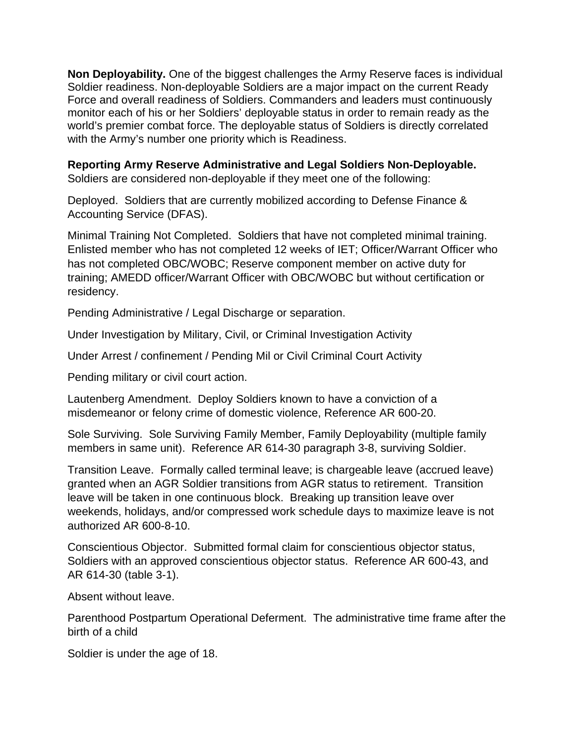**Non Deployability.** One of the biggest challenges the Army Reserve faces is individual Soldier readiness. Non-deployable Soldiers are a major impact on the current Ready Force and overall readiness of Soldiers. Commanders and leaders must continuously monitor each of his or her Soldiers' deployable status in order to remain ready as the world's premier combat force. The deployable status of Soldiers is directly correlated with the Army's number one priority which is Readiness.

**Reporting Army Reserve Administrative and Legal Soldiers Non-Deployable.** Soldiers are considered non-deployable if they meet one of the following:

Deployed. Soldiers that are currently mobilized according to Defense Finance & Accounting Service (DFAS).

Minimal Training Not Completed. Soldiers that have not completed minimal training. Enlisted member who has not completed 12 weeks of IET; Officer/Warrant Officer who has not completed OBC/WOBC; Reserve component member on active duty for training; AMEDD officer/Warrant Officer with OBC/WOBC but without certification or residency.

Pending Administrative / Legal Discharge or separation.

Under Investigation by Military, Civil, or Criminal Investigation Activity

Under Arrest / confinement / Pending Mil or Civil Criminal Court Activity

Pending military or civil court action.

Lautenberg Amendment. Deploy Soldiers known to have a conviction of a misdemeanor or felony crime of domestic violence, Reference AR 600-20.

Sole Surviving. Sole Surviving Family Member, Family Deployability (multiple family members in same unit). Reference AR 614-30 paragraph 3-8, surviving Soldier.

Transition Leave. Formally called terminal leave; is chargeable leave (accrued leave) granted when an AGR Soldier transitions from AGR status to retirement. Transition leave will be taken in one continuous block. Breaking up transition leave over weekends, holidays, and/or compressed work schedule days to maximize leave is not authorized AR 600-8-10.

Conscientious Objector. Submitted formal claim for conscientious objector status, Soldiers with an approved conscientious objector status. Reference AR 600-43, and AR 614-30 (table 3-1).

Absent without leave.

Parenthood Postpartum Operational Deferment. The administrative time frame after the birth of a child

Soldier is under the age of 18.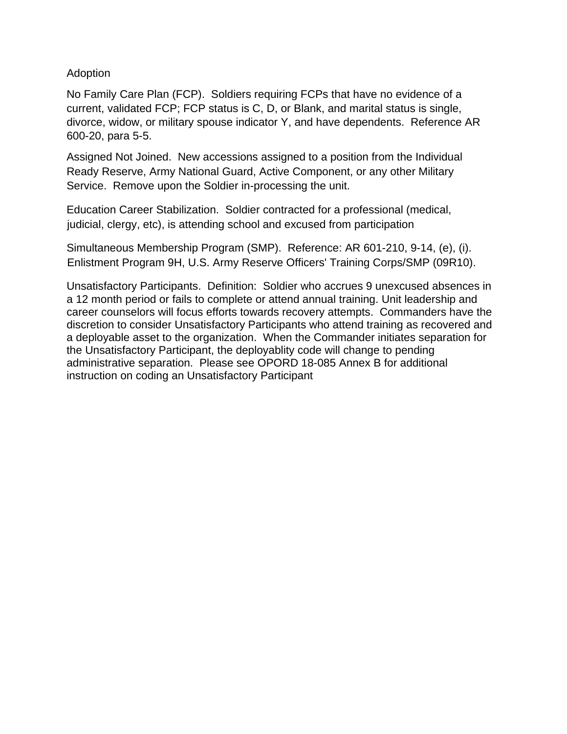Adoption

No Family Care Plan (FCP). Soldiers requiring FCPs that have no evidence of a current, validated FCP; FCP status is C, D, or Blank, and marital status is single, divorce, widow, or military spouse indicator Y, and have dependents. Reference AR 600-20, para 5-5.

Assigned Not Joined. New accessions assigned to a position from the Individual Ready Reserve, Army National Guard, Active Component, or any other Military Service. Remove upon the Soldier in-processing the unit.

Education Career Stabilization. Soldier contracted for a professional (medical, judicial, clergy, etc), is attending school and excused from participation

Simultaneous Membership Program (SMP). Reference: AR 601-210, 9-14, (e), (i). Enlistment Program 9H, U.S. Army Reserve Officers' Training Corps/SMP (09R10).

Unsatisfactory Participants. Definition: Soldier who accrues 9 unexcused absences in a 12 month period or fails to complete or attend annual training. Unit leadership and career counselors will focus efforts towards recovery attempts. Commanders have the discretion to consider Unsatisfactory Participants who attend training as recovered and a deployable asset to the organization. When the Commander initiates separation for the Unsatisfactory Participant, the deployablity code will change to pending administrative separation. Please see OPORD 18-085 Annex B for additional instruction on coding an Unsatisfactory Participant